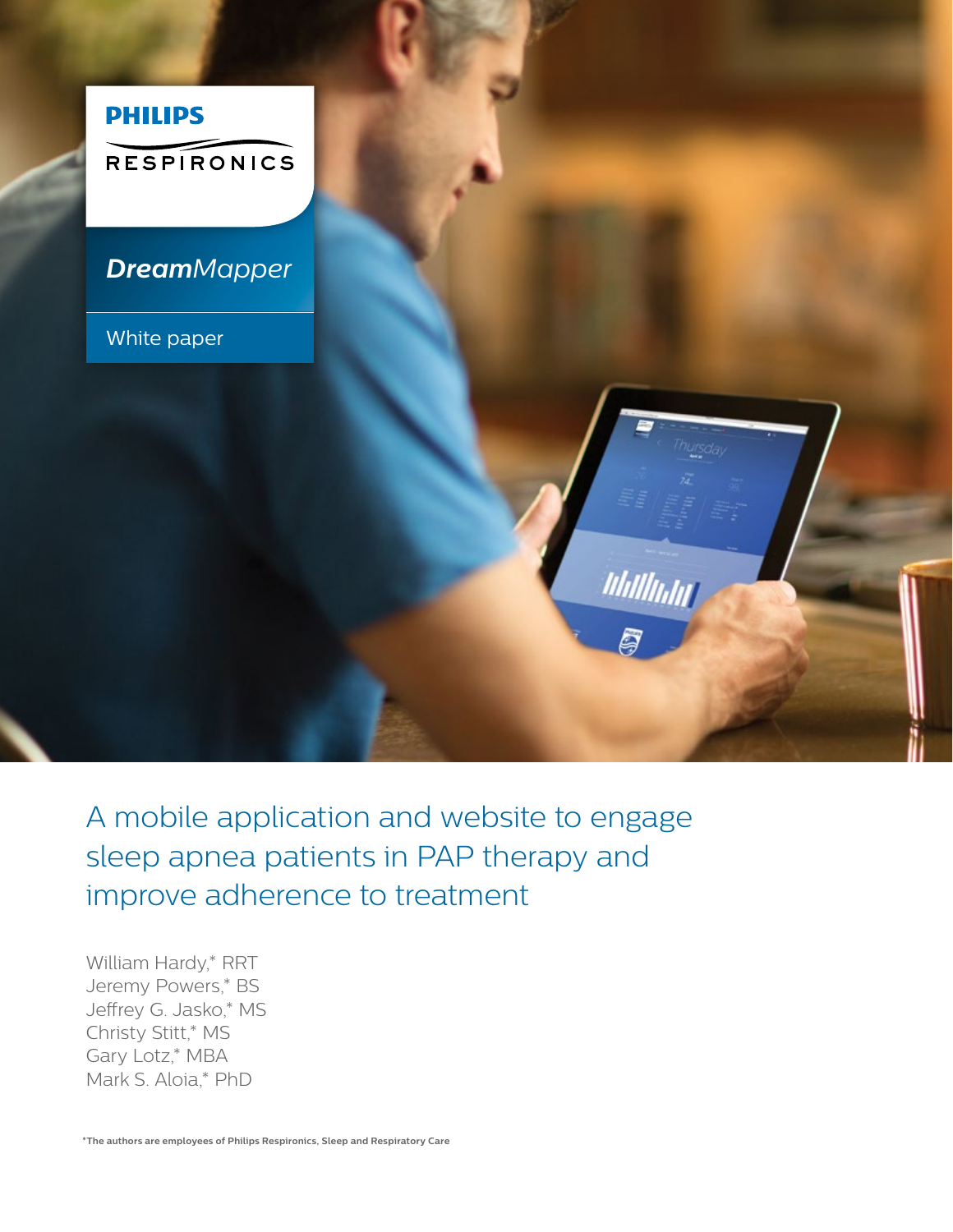PHILIPS

RESPIRONICS

*DreamMapper*

White paper

# A mobile application and website to engage sleep apnea patients in PAP therapy and improve adherence to treatment

William Hardy,* RRT
Jeremy Powers,* BS
Jeffrey G. Jasko,* MS
Christy Stitt,* MS
Gary Lotz,* MBA
Mark S. Aloia,* PhD

*The authors are employees of Philips Respironics, Sleep and Respiratory Care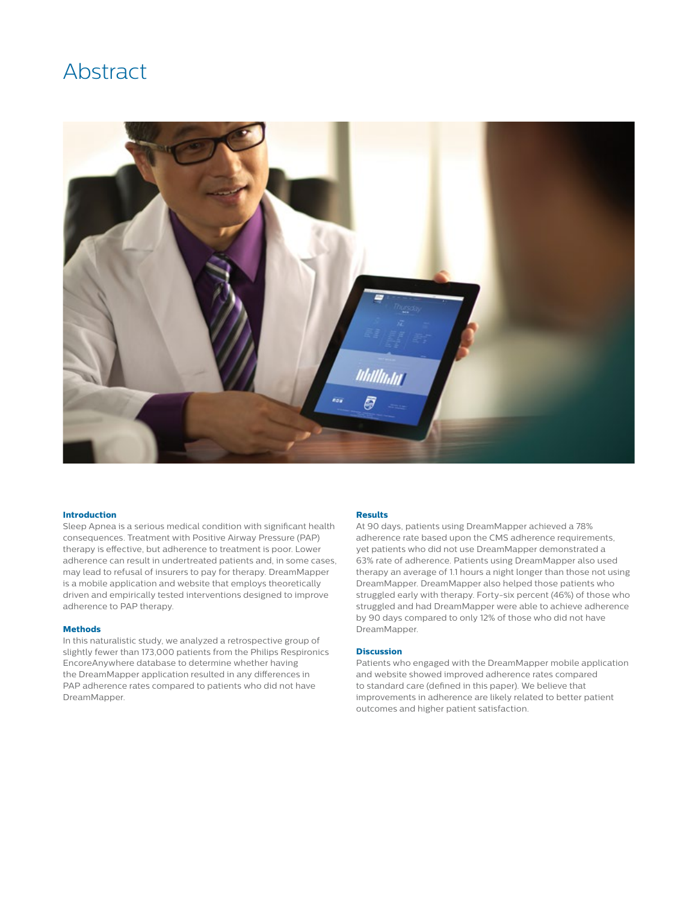# Abstract

### Introduction

Sleep Apnea is a serious medical condition with significant health consequences. Treatment with Positive Airway Pressure (PAP) therapy is effective, but adherence to treatment is poor. Lower adherence can result in undertreated patients and, in some cases, may lead to refusal of insurers to pay for therapy. DreamMapper is a mobile application and website that employs theoretically driven and empirically tested interventions designed to improve adherence to PAP therapy.

### Methods

In this naturalistic study, we analyzed a retrospective group of slightly fewer than 173,000 patients from the Philips Respironics EncoreAnywhere database to determine whether having the DreamMapper application resulted in any differences in PAP adherence rates compared to patients who did not have DreamMapper.

### Results

At 90 days, patients using DreamMapper achieved a 78% adherence rate based upon the CMS adherence requirements, yet patients who did not use DreamMapper demonstrated a 63% rate of adherence. Patients using DreamMapper also used therapy an average of 1.1 hours a night longer than those not using DreamMapper. DreamMapper also helped those patients who struggled early with therapy. Forty-six percent (46%) of those who struggled and had DreamMapper were able to achieve adherence by 90 days compared to only 12% of those who did not have DreamMapper.

### Discussion

Patients who engaged with the DreamMapper mobile application and website showed improved adherence rates compared to standard care (defined in this paper). We believe that improvements in adherence are likely related to better patient outcomes and higher patient satisfaction.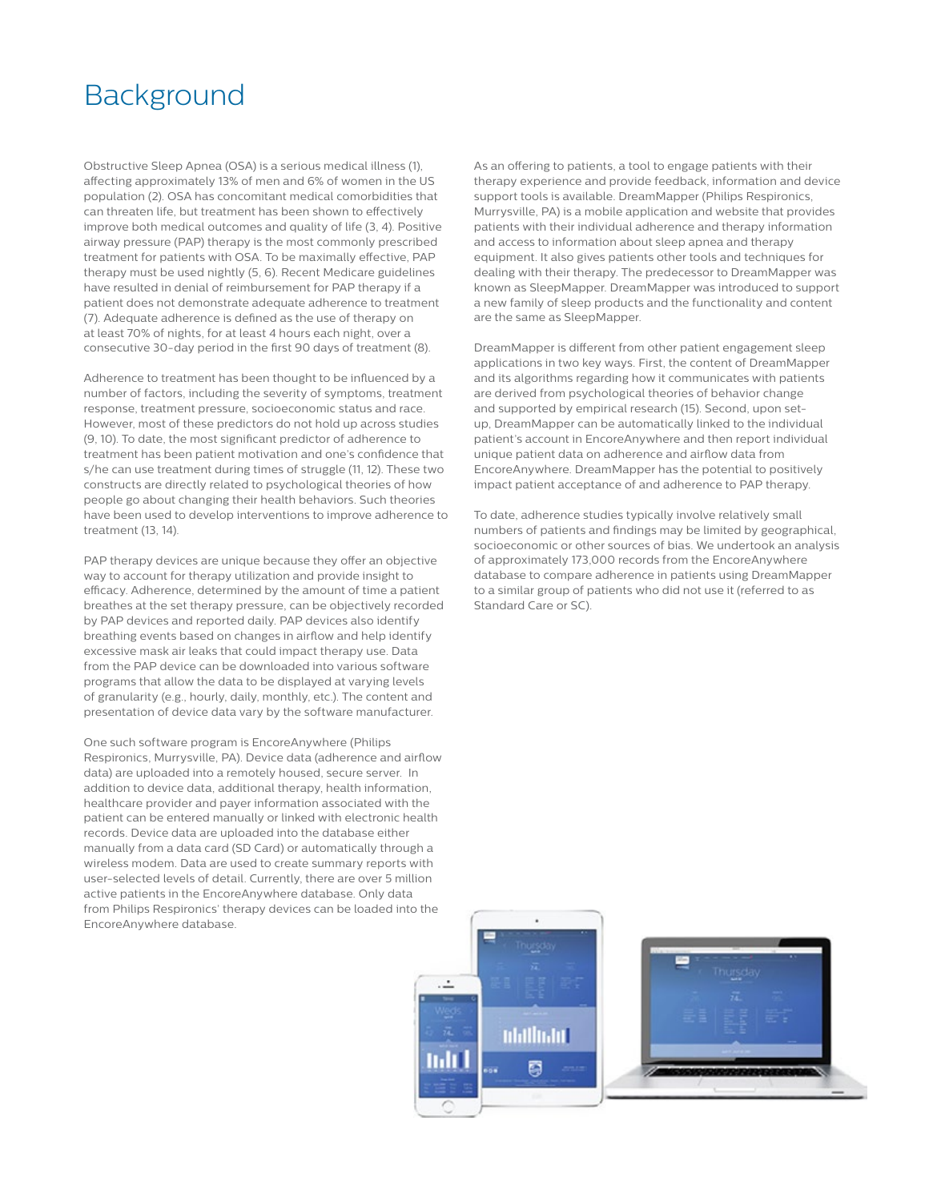# Background

Obstructive Sleep Apnea (OSA) is a serious medical illness (1), affecting approximately 13% of men and 6% of women in the US population (2). OSA has concomitant medical comorbidities that can threaten life, but treatment has been shown to effectively improve both medical outcomes and quality of life (3, 4). Positive airway pressure (PAP) therapy is the most commonly prescribed treatment for patients with OSA. To be maximally effective, PAP therapy must be used nightly (5, 6). Recent Medicare guidelines have resulted in denial of reimbursement for PAP therapy if a patient does not demonstrate adequate adherence to treatment (7). Adequate adherence is defined as the use of therapy on at least 70% of nights, for at least 4 hours each night, over a consecutive 30-day period in the first 90 days of treatment (8).

Adherence to treatment has been thought to be influenced by a number of factors, including the severity of symptoms, treatment response, treatment pressure, socioeconomic status and race. However, most of these predictors do not hold up across studies (9, 10). To date, the most significant predictor of adherence to treatment has been patient motivation and one's confidence that s/he can use treatment during times of struggle (11, 12). These two constructs are directly related to psychological theories of how people go about changing their health behaviors. Such theories have been used to develop interventions to improve adherence to treatment (13, 14).

PAP therapy devices are unique because they offer an objective way to account for therapy utilization and provide insight to efficacy. Adherence, determined by the amount of time a patient breathes at the set therapy pressure, can be objectively recorded by PAP devices and reported daily. PAP devices also identify breathing events based on changes in airflow and help identify excessive mask air leaks that could impact therapy use. Data from the PAP device can be downloaded into various software programs that allow the data to be displayed at varying levels of granularity (e.g., hourly, daily, monthly, etc.). The content and presentation of device data vary by the software manufacturer.

One such software program is EncoreAnywhere (Philips Respironics, Murrysville, PA). Device data (adherence and airflow data) are uploaded into a remotely housed, secure server. In addition to device data, additional therapy, health information, healthcare provider and payer information associated with the patient can be entered manually or linked with electronic health records. Device data are uploaded into the database either manually from a data card (SD Card) or automatically through a wireless modem. Data are used to create summary reports with user-selected levels of detail. Currently, there are over 5 million active patients in the EncoreAnywhere database. Only data from Philips Respironics' therapy devices can be loaded into the EncoreAnywhere database.

As an offering to patients, a tool to engage patients with their therapy experience and provide feedback, information and device support tools is available. DreamMapper (Philips Respironics, Murrysville, PA) is a mobile application and website that provides patients with their individual adherence and therapy information and access to information about sleep apnea and therapy equipment. It also gives patients other tools and techniques for dealing with their therapy. The predecessor to DreamMapper was known as SleepMapper. DreamMapper was introduced to support a new family of sleep products and the functionality and content are the same as SleepMapper.

DreamMapper is different from other patient engagement sleep applications in two key ways. First, the content of DreamMapper and its algorithms regarding how it communicates with patients are derived from psychological theories of behavior change and supported by empirical research (15). Second, upon set-up, DreamMapper can be automatically linked to the individual patient's account in EncoreAnywhere and then report individual unique patient data on adherence and airflow data from EncoreAnywhere. DreamMapper has the potential to positively impact patient acceptance of and adherence to PAP therapy.

To date, adherence studies typically involve relatively small numbers of patients and findings may be limited by geographical, socioeconomic or other sources of bias. We undertook an analysis of approximately 173,000 records from the EncoreAnywhere database to compare adherence in patients using DreamMapper to a similar group of patients who did not use it (referred to as Standard Care or SC).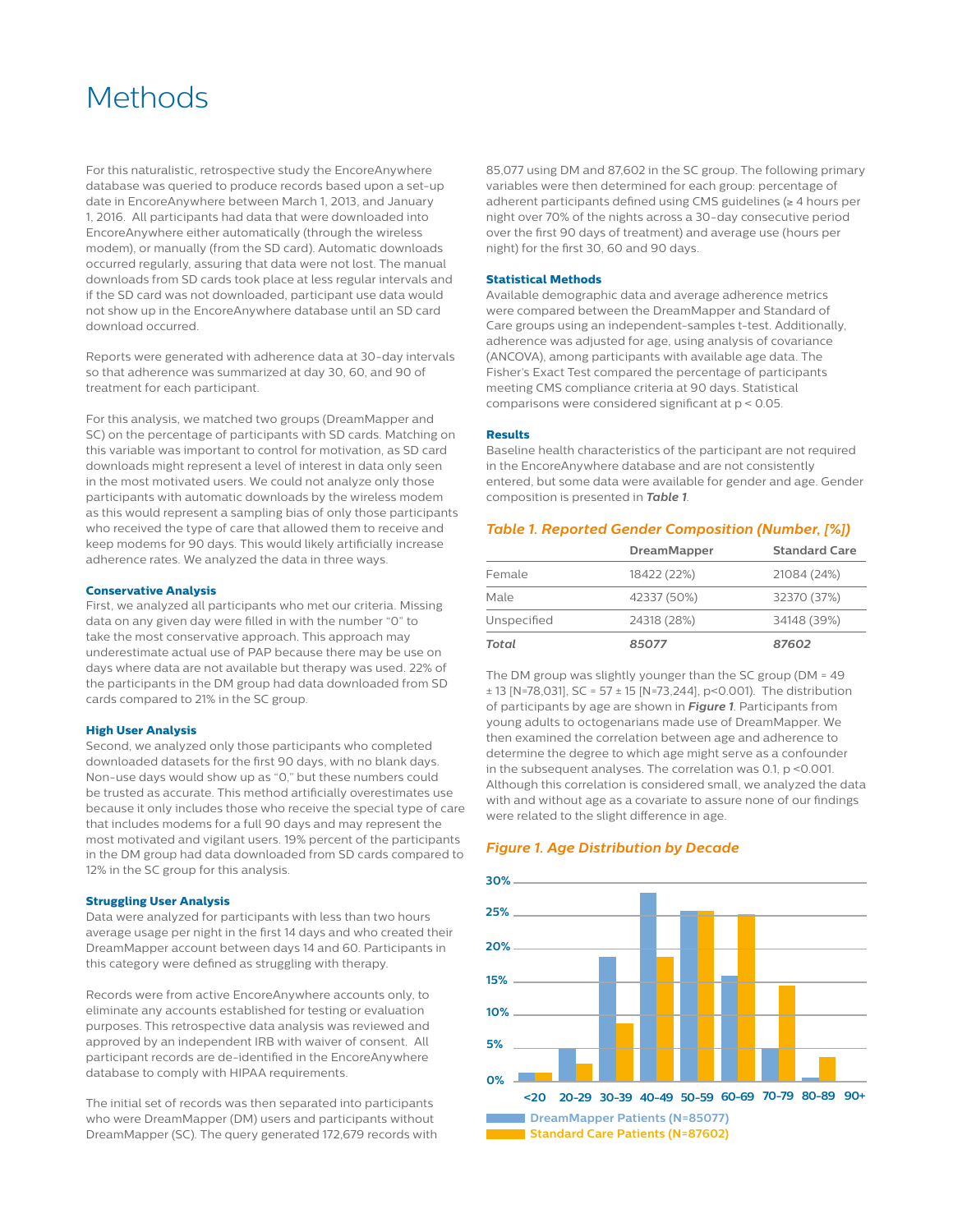# Methods

For this naturalistic, retrospective study the EncoreAnywhere database was queried to produce records based upon a set-up date in EncoreAnywhere between March 1, 2013, and January 1, 2016. All participants had data that were downloaded into EncoreAnywhere either automatically (through the wireless modem), or manually (from the SD card). Automatic downloads occurred regularly, assuring that data were not lost. The manual downloads from SD cards took place at less regular intervals and if the SD card was not downloaded, participant use data would not show up in the EncoreAnywhere database until an SD card download occurred.

Reports were generated with adherence data at 30-day intervals so that adherence was summarized at day 30, 60, and 90 of treatment for each participant.

For this analysis, we matched two groups (DreamMapper and SC) on the percentage of participants with SD cards. Matching on this variable was important to control for motivation, as SD card downloads might represent a level of interest in data only seen in the most motivated users. We could not analyze only those participants with automatic downloads by the wireless modem as this would represent a sampling bias of only those participants who received the type of care that allowed them to receive and keep modems for 90 days. This would likely artificially increase adherence rates. We analyzed the data in three ways.

**Conservative Analysis**
First, we analyzed all participants who met our criteria. Missing data on any given day were filled in with the number "0" to take the most conservative approach. This approach may underestimate actual use of PAP because there may be use on days where data are not available but therapy was used. 22% of the participants in the DM group had data downloaded from SD cards compared to 21% in the SC group.

**High User Analysis**
Second, we analyzed only those participants who completed downloaded datasets for the first 90 days, with no blank days. Non-use days would show up as "0," but these numbers could be trusted as accurate. This method artificially overestimates use because it only includes those who receive the special type of care that includes modems for a full 90 days and may represent the most motivated and vigilant users. 19% percent of the participants in the DM group had data downloaded from SD cards compared to 12% in the SC group for this analysis.

**Struggling User Analysis**
Data were analyzed for participants with less than two hours average usage per night in the first 14 days and who created their DreamMapper account between days 14 and 60. Participants in this category were defined as struggling with therapy.

Records were from active EncoreAnywhere accounts only, to eliminate any accounts established for testing or evaluation purposes. This retrospective data analysis was reviewed and approved by an independent IRB with waiver of consent. All participant records are de-identified in the EncoreAnywhere database to comply with HIPAA requirements.

The initial set of records was then separated into participants who were DreamMapper (DM) users and participants without DreamMapper (SC). The query generated 172,679 records with 85,077 using DM and 87,602 in the SC group. The following primary variables were then determined for each group: percentage of adherent participants defined using CMS guidelines (≥ 4 hours per night over 70% of the nights across a 30-day consecutive period over the first 90 days of treatment) and average use (hours per night) for the first 30, 60 and 90 days.

**Statistical Methods**
Available demographic data and average adherence metrics were compared between the DreamMapper and Standard of Care groups using an independent-samples t-test. Additionally, adherence was adjusted for age, using analysis of covariance (ANCOVA), among participants with available age data. The Fisher's Exact Test compared the percentage of participants meeting CMS compliance criteria at 90 days. Statistical comparisons were considered significant at $p < 0.05$.

**Results**
Baseline health characteristics of the participant are not required in the EncoreAnywhere database and are not consistently entered, but some data were available for gender and age. Gender composition is presented in ***Table 1***.

*Table 1. Reported Gender Composition (Number, [%])*

| | DreamMapper | Standard Care |
|---|---|---|
| Female | 18422 (22%) | 21084 (24%) |
| Male | 42337 (50%) | 32370 (37%) |
| Unspecified | 24318 (28%) | 34148 (39%) |
| ***Total*** | ***85077*** | ***87602*** |

The DM group was slightly younger than the SC group (DM = 49 ± 13 [N=78,031], SC = 57 ± 15 [N=73,244], $p<0.001$). The distribution of participants by age are shown in ***Figure 1***. Participants from young adults to octogenarians made use of DreamMapper. We then examined the correlation between age and adherence to determine the degree to which age might serve as a confounder in the subsequent analyses. The correlation was 0.1, $p < 0.001$. Although this correlation is considered small, we analyzed the data with and without age as a covariate to assure none of our findings were related to the slight difference in age.

*Figure 1. Age Distribution by Decade*

| Age | DreamMapper Patients (N=85077) | Standard Care Patients (N=87602) |
|---|---|---|
| <20 | ~1% | ~1% |
| 20-29 | ~5% | ~3% |
| 30-39 | ~19% | ~9% |
| 40-49 | ~28% | ~19% |
| 50-59 | ~26% | ~26% |
| 60-69 | ~16% | ~25% |
| 70-79 | ~5% | ~14% |
| 80-89 | ~1% | ~4% |
| 90+ | | |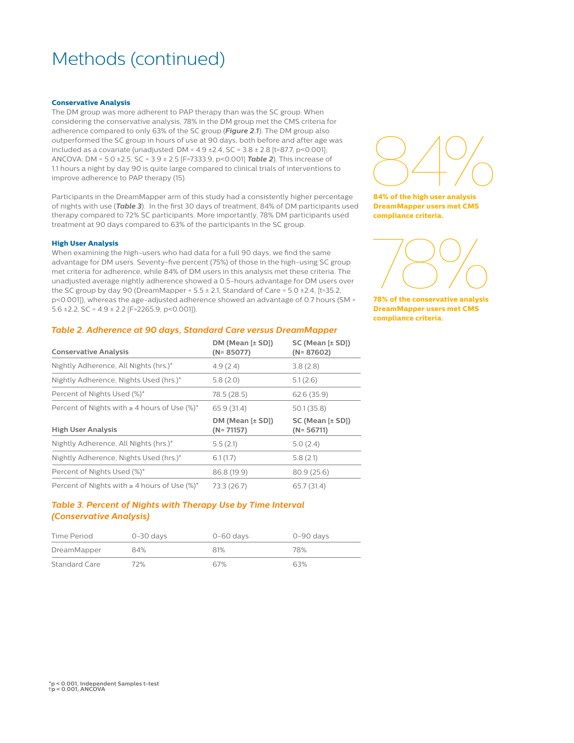# Methods (continued)

**Conservative Analysis**

The DM group was more adherent to PAP therapy than was the SC group. When considering the conservative analysis, 78% in the DM group met the CMS criteria for adherence compared to only 63% of the SC group (***Figure 2.1***). The DM group also outperformed the SC group in hours of use at 90 days, both before and after age was included as a covariate (unadjusted: DM = 4.9 ±2.4, SC = 3.8 ± 2.8 [t=87.7, p<0.001]; ANCOVA: DM = 5.0 ±2.5, SC = 3.9 ± 2.5 [F=7333.9, p<0.001] ***Table 2***). This increase of 1.1 hours a night by day 90 is quite large compared to clinical trials of interventions to improve adherence to PAP therapy (15).

Participants in the DreamMapper arm of this study had a consistently higher percentage of nights with use (***Table 3***). In the first 30 days of treatment, 84% of DM participants used therapy compared to 72% SC participants. More importantly, 78% DM participants used treatment at 90 days compared to 63% of the participants in the SC group.

**High User Analysis**

When examining the high-users who had data for a full 90 days, we find the same advantage for DM users. Seventy-five percent (75%) of those in the high-using SC group met criteria for adherence, while 84% of DM users in this analysis met these criteria. The unadjusted average nightly adherence showed a 0.5-hours advantage for DM users over the SC group by day 90 (DreamMapper = 5.5 ± 2.1, Standard of Care = 5.0 ±2.4, [t=35.2, p<0.001]), whereas the age-adjusted adherence showed an advantage of 0.7 hours (SM = 5.6 ±2.2, SC = 4.9 ± 2.2 [F=2265.9, p<0.001]).

84%

**84% of the high user analysis DreamMapper users met CMS compliance criteria.**

78%

**78% of the conservative analysis DreamMapper users met CMS compliance criteria.**

***Table 2. Adherence at 90 days, Standard Care versus DreamMapper***

| Conservative Analysis | DM (Mean [± SD]) (N= 85077) | SC (Mean [± SD]) (N= 87602) |
|---|---|---|
| Nightly Adherence, All Nights (hrs.)* | 4.9 (2.4) | 3.8 (2.8) |
| Nightly Adherence, Nights Used (hrs.)* | 5.8 (2.0) | 5.1 (2.6) |
| Percent of Nights Used (%)* | 78.5 (28.5) | 62.6 (35.9) |
| Percent of Nights with ≥ 4 hours of Use (%)* | 65.9 (31.4) | 50.1 (35.8) |
| **High User Analysis** | **DM (Mean [± SD]) (N= 71157)** | **SC (Mean [± SD]) (N= 56711)** |
| Nightly Adherence, All Nights (hrs.)* | 5.5 (2.1) | 5.0 (2.4) |
| Nightly Adherence, Nights Used (hrs.)* | 6.1 (1.7) | 5.8 (2.1) |
| Percent of Nights Used (%)* | 86.8 (19.9) | 80.9 (25.6) |
| Percent of Nights with ≥ 4 hours of Use (%)* | 73.3 (26.7) | 65.7 (31.4) |

***Table 3. Percent of Nights with Therapy Use by Time Interval (Conservative Analysis)***

| Time Period | 0-30 days | 0-60 days | 0-90 days |
|---|---|---|---|
| DreamMapper | 84% | 81% | 78% |
| Standard Care | 72% | 67% | 63% |

*p < 0.001, Independent Samples t-test
†p < 0.001, ANCOVA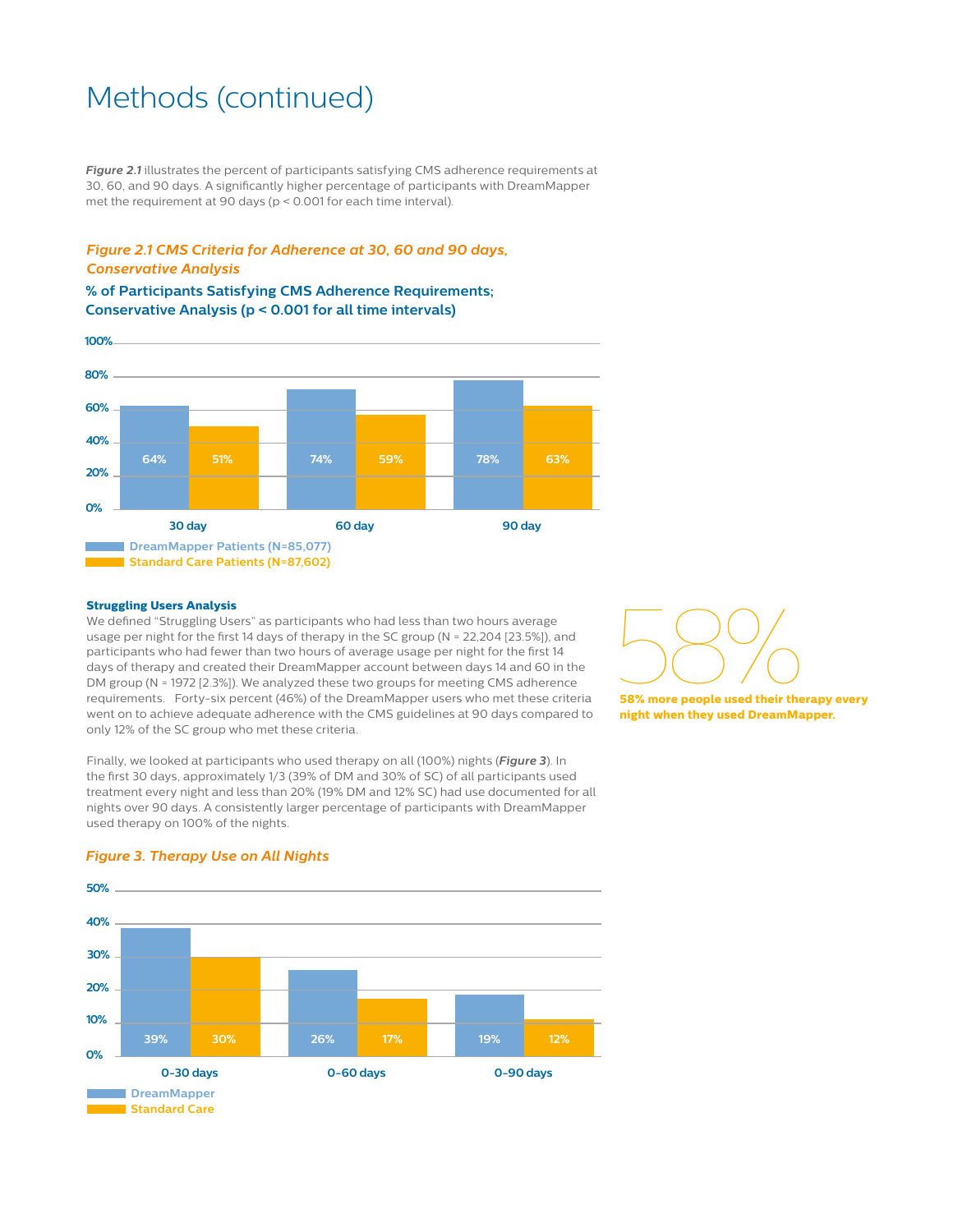# Methods (continued)

*Figure 2.1* illustrates the percent of participants satisfying CMS adherence requirements at 30, 60, and 90 days. A significantly higher percentage of participants with DreamMapper met the requirement at 90 days ($p < 0.001$ for each time interval).

*Figure 2.1 CMS Criteria for Adherence at 30, 60 and 90 days, Conservative Analysis*

**% of Participants Satisfying CMS Adherence Requirements; Conservative Analysis ($p < 0.001$ for all time intervals)**

| | 30 day | 60 day | 90 day |
|---|---|---|---|
| DreamMapper Patients (N=85,077) | 64% | 74% | 78% |
| Standard Care Patients (N=87,602) | 51% | 59% | 63% |

**Struggling Users Analysis**

We defined "Struggling Users" as participants who had less than two hours average usage per night for the first 14 days of therapy in the SC group (N = 22,204 [23.5%]), and participants who had fewer than two hours of average usage per night for the first 14 days of therapy and created their DreamMapper account between days 14 and 60 in the DM group (N = 1972 [2.3%]). We analyzed these two groups for meeting CMS adherence requirements. Forty-six percent (46%) of the DreamMapper users who met these criteria went on to achieve adequate adherence with the CMS guidelines at 90 days compared to only 12% of the SC group who met these criteria.

58%

**58% more people used their therapy every night when they used DreamMapper.**

Finally, we looked at participants who used therapy on all (100%) nights (*Figure 3*). In the first 30 days, approximately 1/3 (39% of DM and 30% of SC) of all participants used treatment every night and less than 20% (19% DM and 12% SC) had use documented for all nights over 90 days. A consistently larger percentage of participants with DreamMapper used therapy on 100% of the nights.

*Figure 3. Therapy Use on All Nights*

| | 0-30 days | 0-60 days | 0-90 days |
|---|---|---|---|
| DreamMapper | 39% | 26% | 19% |
| Standard Care | 30% | 17% | 12% |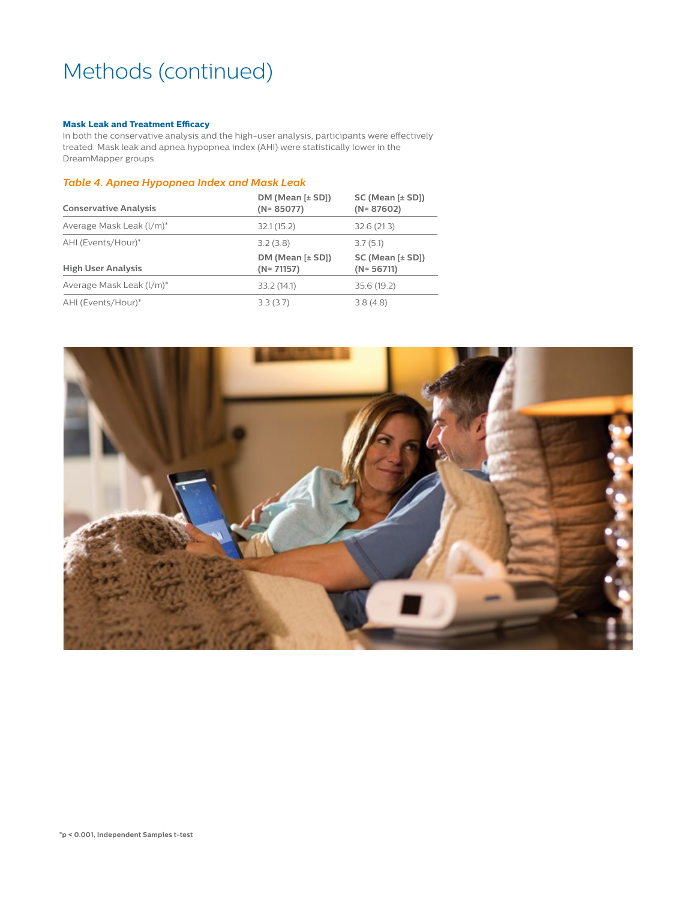# Methods (continued)

**Mask Leak and Treatment Efficacy**

In both the conservative analysis and the high-user analysis, participants were effectively treated. Mask leak and apnea hypopnea index (AHI) were statistically lower in the DreamMapper groups.

*Table 4. Apnea Hypopnea Index and Mask Leak*

| **Conservative Analysis** | **DM (Mean [± SD]) (N= 85077)** | **SC (Mean [± SD]) (N= 87602)** |
|---|---|---|
| Average Mask Leak (l/m)* | 32.1 (15.2) | 32.6 (21.3) |
| AHI (Events/Hour)* | 3.2 (3.8) | 3.7 (5.1) |
| **High User Analysis** | **DM (Mean [± SD]) (N= 71157)** | **SC (Mean [± SD]) (N= 56711)** |
| Average Mask Leak (l/m)* | 33.2 (14.1) | 35.6 (19.2) |
| AHI (Events/Hour)* | 3.3 (3.7) | 3.8 (4.8) |

*$p < 0.001$, Independent Samples t-test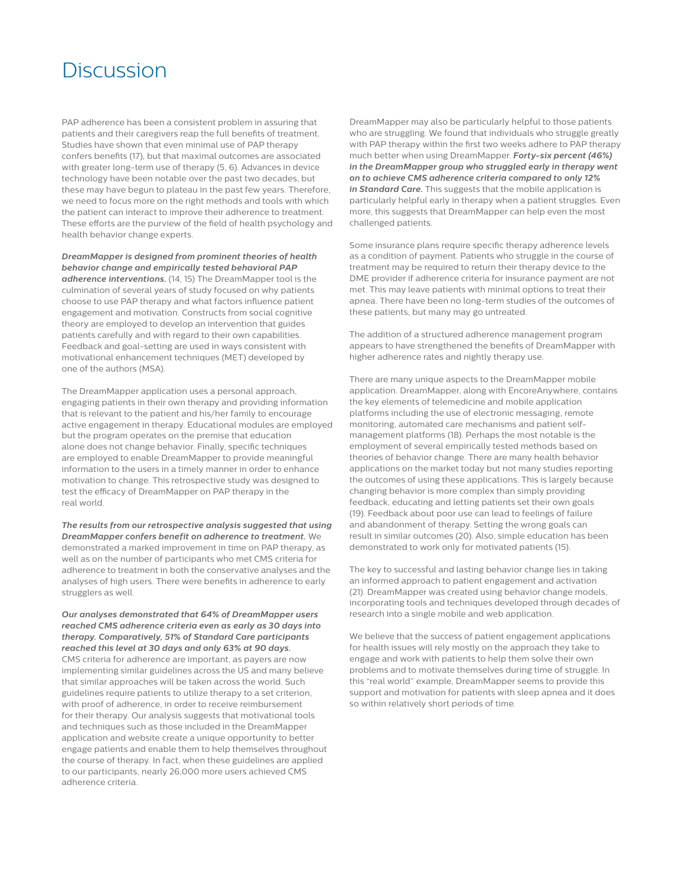# Discussion

PAP adherence has been a consistent problem in assuring that patients and their caregivers reap the full benefits of treatment. Studies have shown that even minimal use of PAP therapy confers benefits (17), but that maximal outcomes are associated with greater long-term use of therapy (5, 6). Advances in device technology have been notable over the past two decades, but these may have begun to plateau in the past few years. Therefore, we need to focus more on the right methods and tools with which the patient can interact to improve their adherence to treatment. These efforts are the purview of the field of health psychology and health behavior change experts.

***DreamMapper is designed from prominent theories of health behavior change and empirically tested behavioral PAP adherence interventions.*** (14, 15) The DreamMapper tool is the culmination of several years of study focused on why patients choose to use PAP therapy and what factors influence patient engagement and motivation. Constructs from social cognitive theory are employed to develop an intervention that guides patients carefully and with regard to their own capabilities. Feedback and goal-setting are used in ways consistent with motivational enhancement techniques (MET) developed by one of the authors (MSA).

The DreamMapper application uses a personal approach, engaging patients in their own therapy and providing information that is relevant to the patient and his/her family to encourage active engagement in therapy. Educational modules are employed but the program operates on the premise that education alone does not change behavior. Finally, specific techniques are employed to enable DreamMapper to provide meaningful information to the users in a timely manner in order to enhance motivation to change. This retrospective study was designed to test the efficacy of DreamMapper on PAP therapy in the real world.

***The results from our retrospective analysis suggested that using DreamMapper confers benefit on adherence to treatment.*** We demonstrated a marked improvement in time on PAP therapy, as well as on the number of participants who met CMS criteria for adherence to treatment in both the conservative analyses and the analyses of high users. There were benefits in adherence to early strugglers as well.

***Our analyses demonstrated that 64% of DreamMapper users reached CMS adherence criteria even as early as 30 days into therapy. Comparatively, 51% of Standard Care participants reached this level at 30 days and only 63% at 90 days.*** CMS criteria for adherence are important, as payers are now implementing similar guidelines across the US and many believe that similar approaches will be taken across the world. Such guidelines require patients to utilize therapy to a set criterion, with proof of adherence, in order to receive reimbursement for their therapy. Our analysis suggests that motivational tools and techniques such as those included in the DreamMapper application and website create a unique opportunity to better engage patients and enable them to help themselves throughout the course of therapy. In fact, when these guidelines are applied to our participants, nearly 26,000 more users achieved CMS adherence criteria.

DreamMapper may also be particularly helpful to those patients who are struggling. We found that individuals who struggle greatly with PAP therapy within the first two weeks adhere to PAP therapy much better when using DreamMapper. ***Forty-six percent (46%) in the DreamMapper group who struggled early in therapy went on to achieve CMS adherence criteria compared to only 12% in Standard Care.*** This suggests that the mobile application is particularly helpful early in therapy when a patient struggles. Even more, this suggests that DreamMapper can help even the most challenged patients.

Some insurance plans require specific therapy adherence levels as a condition of payment. Patients who struggle in the course of treatment may be required to return their therapy device to the DME provider if adherence criteria for insurance payment are not met. This may leave patients with minimal options to treat their apnea. There have been no long-term studies of the outcomes of these patients, but many may go untreated.

The addition of a structured adherence management program appears to have strengthened the benefits of DreamMapper with higher adherence rates and nightly therapy use.

There are many unique aspects to the DreamMapper mobile application. DreamMapper, along with EncoreAnywhere, contains the key elements of telemedicine and mobile application platforms including the use of electronic messaging, remote monitoring, automated care mechanisms and patient self-management platforms (18). Perhaps the most notable is the employment of several empirically tested methods based on theories of behavior change. There are many health behavior applications on the market today but not many studies reporting the outcomes of using these applications. This is largely because changing behavior is more complex than simply providing feedback, educating and letting patients set their own goals (19). Feedback about poor use can lead to feelings of failure and abandonment of therapy. Setting the wrong goals can result in similar outcomes (20). Also, simple education has been demonstrated to work only for motivated patients (15).

The key to successful and lasting behavior change lies in taking an informed approach to patient engagement and activation (21). DreamMapper was created using behavior change models, incorporating tools and techniques developed through decades of research into a single mobile and web application.

We believe that the success of patient engagement applications for health issues will rely mostly on the approach they take to engage and work with patients to help them solve their own problems and to motivate themselves during time of struggle. In this "real world" example, DreamMapper seems to provide this support and motivation for patients with sleep apnea and it does so within relatively short periods of time.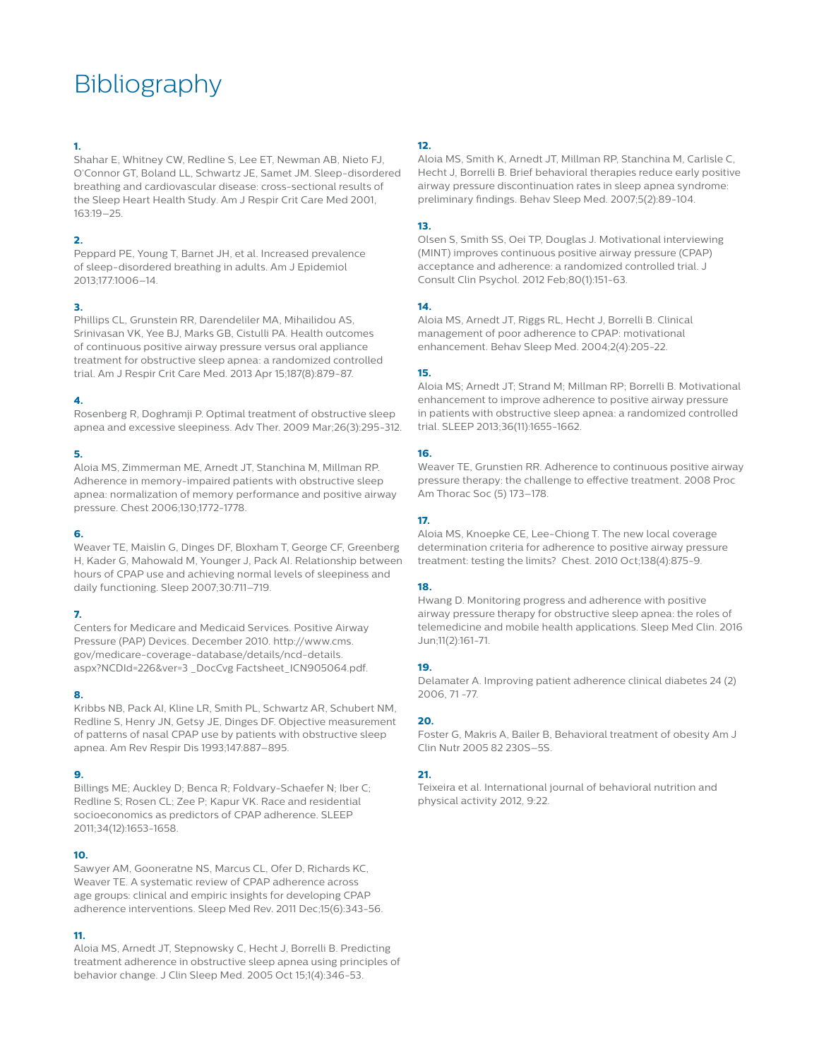# Bibliography

**1.**
Shahar E, Whitney CW, Redline S, Lee ET, Newman AB, Nieto FJ, O'Connor GT, Boland LL, Schwartz JE, Samet JM. Sleep-disordered breathing and cardiovascular disease: cross-sectional results of the Sleep Heart Health Study. Am J Respir Crit Care Med 2001, 163:19–25.

**2.**
Peppard PE, Young T, Barnet JH, et al. Increased prevalence of sleep-disordered breathing in adults. Am J Epidemiol 2013;177:1006–14.

**3.**
Phillips CL, Grunstein RR, Darendeliler MA, Mihailidou AS, Srinivasan VK, Yee BJ, Marks GB, Cistulli PA. Health outcomes of continuous positive airway pressure versus oral appliance treatment for obstructive sleep apnea: a randomized controlled trial. Am J Respir Crit Care Med. 2013 Apr 15;187(8):879-87.

**4.**
Rosenberg R, Doghramji P. Optimal treatment of obstructive sleep apnea and excessive sleepiness. Adv Ther. 2009 Mar;26(3):295-312.

**5.**
Aloia MS, Zimmerman ME, Arnedt JT, Stanchina M, Millman RP. Adherence in memory-impaired patients with obstructive sleep apnea: normalization of memory performance and positive airway pressure. Chest 2006;130;1772-1778.

**6.**
Weaver TE, Maislin G, Dinges DF, Bloxham T, George CF, Greenberg H, Kader G, Mahowald M, Younger J, Pack AI. Relationship between hours of CPAP use and achieving normal levels of sleepiness and daily functioning. Sleep 2007;30:711–719.

**7.**
Centers for Medicare and Medicaid Services. Positive Airway Pressure (PAP) Devices. December 2010. http://www.cms.gov/medicare-coverage-database/details/ncd-details.aspx?NCDId=226&ver=3 _DocCvg Factsheet_ICN905064.pdf.

**8.**
Kribbs NB, Pack AI, Kline LR, Smith PL, Schwartz AR, Schubert NM, Redline S, Henry JN, Getsy JE, Dinges DF. Objective measurement of patterns of nasal CPAP use by patients with obstructive sleep apnea. Am Rev Respir Dis 1993;147:887–895.

**9.**
Billings ME; Auckley D; Benca R; Foldvary-Schaefer N; Iber C; Redline S; Rosen CL; Zee P; Kapur VK. Race and residential socioeconomics as predictors of CPAP adherence. SLEEP 2011;34(12):1653-1658.

**10.**
Sawyer AM, Gooneratne NS, Marcus CL, Ofer D, Richards KC, Weaver TE. A systematic review of CPAP adherence across age groups: clinical and empiric insights for developing CPAP adherence interventions. Sleep Med Rev. 2011 Dec;15(6):343-56.

**11.**
Aloia MS, Arnedt JT, Stepnowsky C, Hecht J, Borrelli B. Predicting treatment adherence in obstructive sleep apnea using principles of behavior change. J Clin Sleep Med. 2005 Oct 15;1(4):346-53.

**12.**
Aloia MS, Smith K, Arnedt JT, Millman RP, Stanchina M, Carlisle C, Hecht J, Borrelli B. Brief behavioral therapies reduce early positive airway pressure discontinuation rates in sleep apnea syndrome: preliminary findings. Behav Sleep Med. 2007;5(2):89-104.

**13.**
Olsen S, Smith SS, Oei TP, Douglas J. Motivational interviewing (MINT) improves continuous positive airway pressure (CPAP) acceptance and adherence: a randomized controlled trial. J Consult Clin Psychol. 2012 Feb;80(1):151-63.

**14.**
Aloia MS, Arnedt JT, Riggs RL, Hecht J, Borrelli B. Clinical management of poor adherence to CPAP: motivational enhancement. Behav Sleep Med. 2004;2(4):205-22.

**15.**
Aloia MS; Arnedt JT; Strand M; Millman RP; Borrelli B. Motivational enhancement to improve adherence to positive airway pressure in patients with obstructive sleep apnea: a randomized controlled trial. SLEEP 2013;36(11):1655-1662.

**16.**
Weaver TE, Grunstien RR. Adherence to continuous positive airway pressure therapy: the challenge to effective treatment. 2008 Proc Am Thorac Soc (5) 173–178.

**17.**
Aloia MS, Knoepke CE, Lee-Chiong T. The new local coverage determination criteria for adherence to positive airway pressure treatment: testing the limits? Chest. 2010 Oct;138(4):875-9.

**18.**
Hwang D. Monitoring progress and adherence with positive airway pressure therapy for obstructive sleep apnea: the roles of telemedicine and mobile health applications. Sleep Med Clin. 2016 Jun;11(2):161-71.

**19.**
Delamater A. Improving patient adherence clinical diabetes 24 (2) 2006, 71 -77.

**20.**
Foster G, Makris A, Bailer B, Behavioral treatment of obesity Am J Clin Nutr 2005 82 230S–5S.

**21.**
Teixeira et al. International journal of behavioral nutrition and physical activity 2012, 9:22.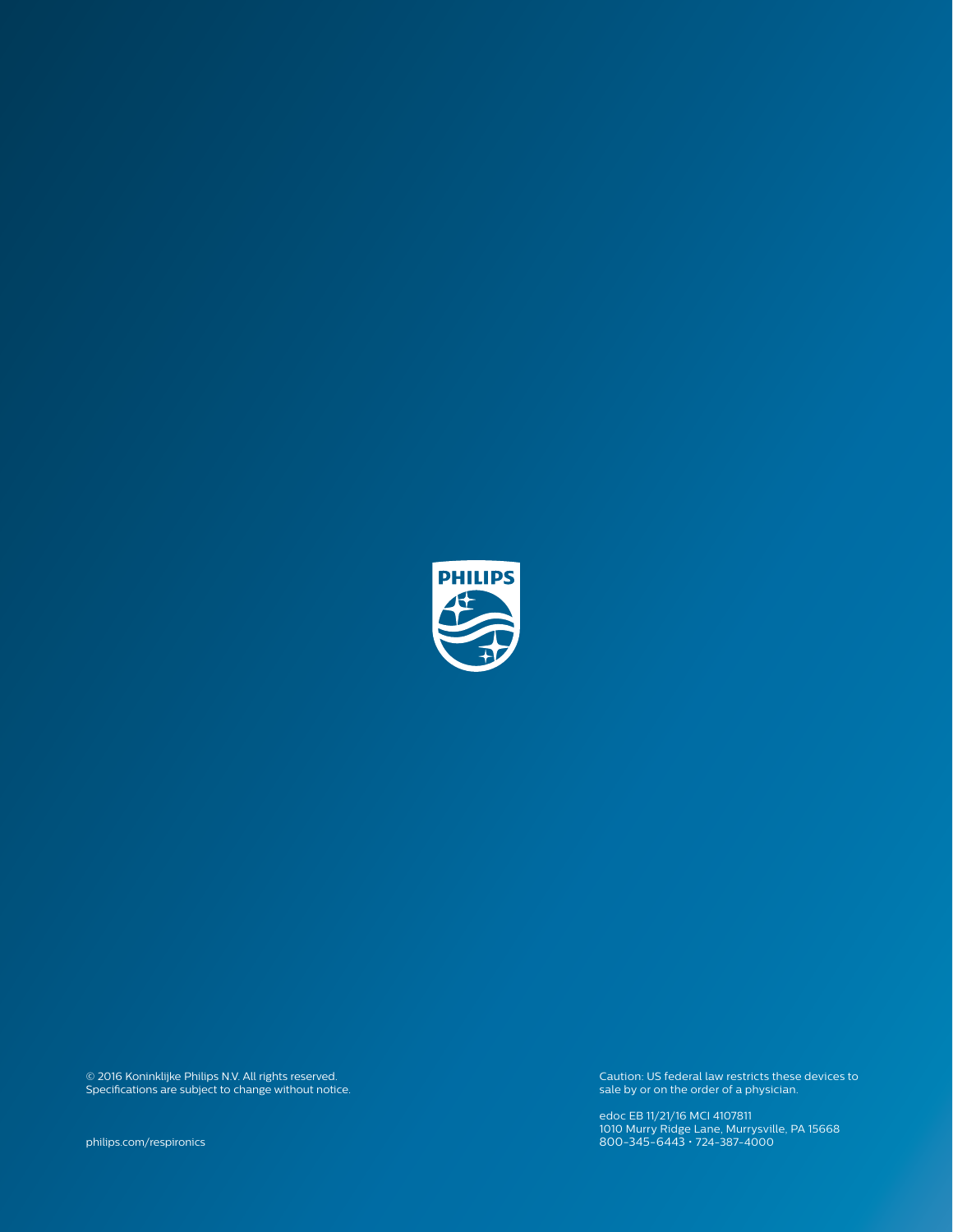PHILIPS

© 2016 Koninklijke Philips N.V. All rights reserved.
Specifications are subject to change without notice.

philips.com/respironics

Caution: US federal law restricts these devices to sale by or on the order of a physician.

edoc EB 11/21/16 MCI 4107811
1010 Murry Ridge Lane, Murrysville, PA 15668
800-345-6443 • 724-387-4000